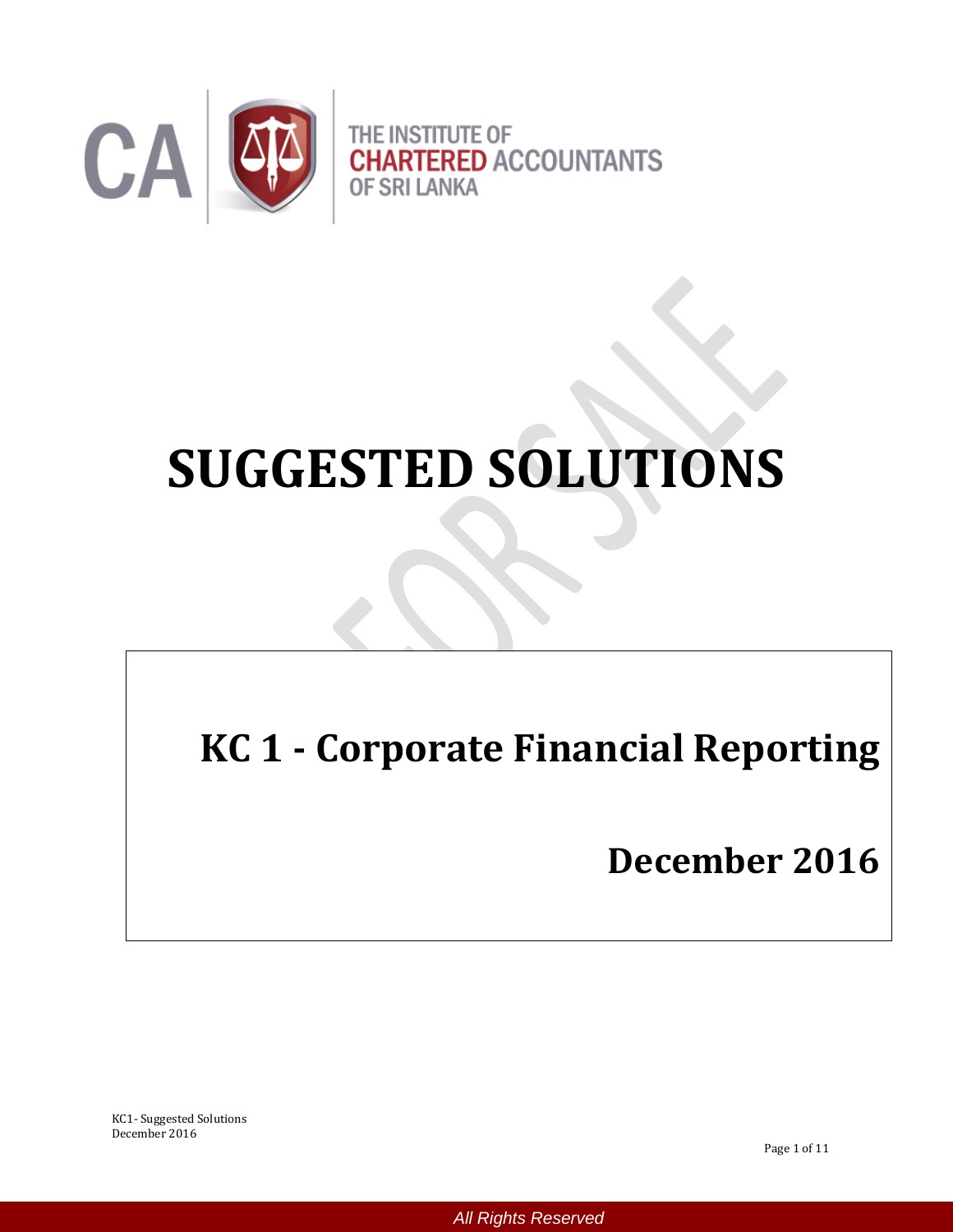THE INSTITUTE OF CHARTERED ACCOUNTANTS OF SRI LANKA

# SUGGESTED SOLUTIONS

## KC 1 - Corporate Financial Reporting

## December 2016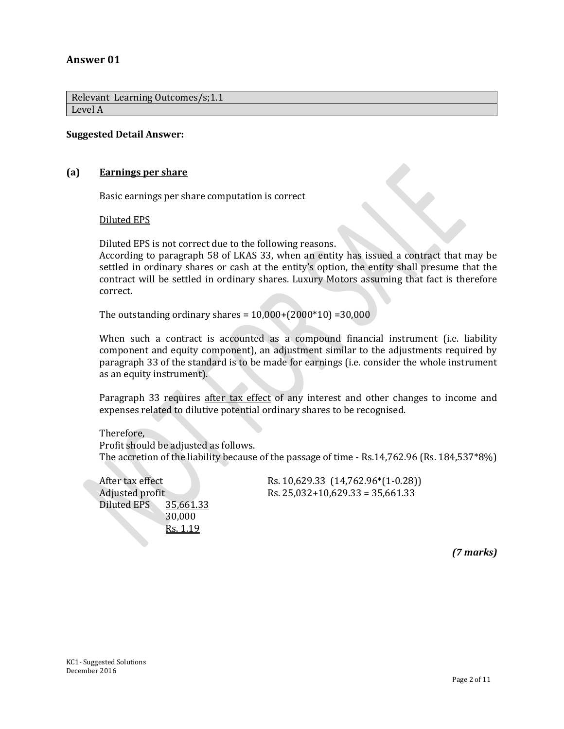## Answer 01

| Relevant Learning Outcomes/s;1.1 |
|---|
| Level A |

**Suggested Detail Answer:**

**(a) <u>Earnings per share</u>**

Basic earnings per share computation is correct

<u>Diluted EPS</u>

Diluted EPS is not correct due to the following reasons.
According to paragraph 58 of LKAS 33, when an entity has issued a contract that may be settled in ordinary shares or cash at the entity's option, the entity shall presume that the contract will be settled in ordinary shares. Luxury Motors assuming that fact is therefore correct.

The outstanding ordinary shares = 10,000+(2000*10) =30,000

When such a contract is accounted as a compound financial instrument (i.e. liability component and equity component), an adjustment similar to the adjustments required by paragraph 33 of the standard is to be made for earnings (i.e. consider the whole instrument as an equity instrument).

Paragraph 33 requires <u>after tax effect</u> of any interest and other changes to income and expenses related to dilutive potential ordinary shares to be recognised.

Therefore,
Profit should be adjusted as follows.
The accretion of the liability because of the passage of time - Rs.14,762.96 (Rs. 184,537*8%)

After tax effect Rs. 10,629.33 (14,762.96*(1-0.28))
Adjusted profit Rs. 25,032+10,629.33 = 35,661.33

Diluted EPS $\frac{35,661.33}{30,000}$ = <u>Rs. 1.19</u>

***(7 marks)***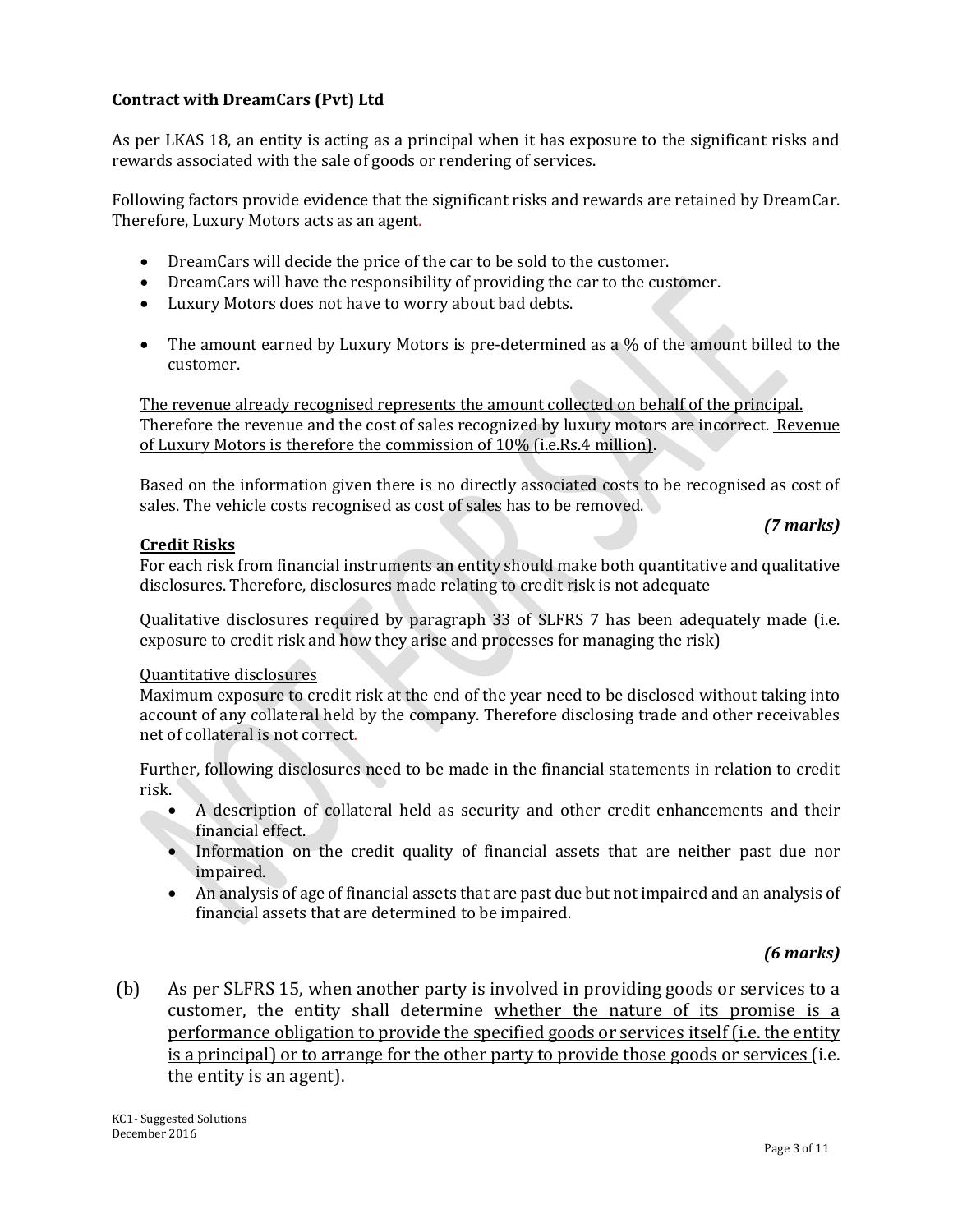**Contract with DreamCars (Pvt) Ltd**

As per LKAS 18, an entity is acting as a principal when it has exposure to the significant risks and rewards associated with the sale of goods or rendering of services.

Following factors provide evidence that the significant risks and rewards are retained by DreamCar. Therefore, Luxury Motors acts as an agent.

- DreamCars will decide the price of the car to be sold to the customer.
- DreamCars will have the responsibility of providing the car to the customer.
- Luxury Motors does not have to worry about bad debts.
- The amount earned by Luxury Motors is pre-determined as a % of the amount billed to the customer.

The revenue already recognised represents the amount collected on behalf of the principal. Therefore the revenue and the cost of sales recognized by luxury motors are incorrect. Revenue of Luxury Motors is therefore the commission of 10% (i.e.Rs.4 million).

Based on the information given there is no directly associated costs to be recognised as cost of sales. The vehicle costs recognised as cost of sales has to be removed.

***(7 marks)***

**Credit Risks**

For each risk from financial instruments an entity should make both quantitative and qualitative disclosures. Therefore, disclosures made relating to credit risk is not adequate

Qualitative disclosures required by paragraph 33 of SLFRS 7 has been adequately made (i.e. exposure to credit risk and how they arise and processes for managing the risk)

Quantitative disclosures

Maximum exposure to credit risk at the end of the year need to be disclosed without taking into account of any collateral held by the company. Therefore disclosing trade and other receivables net of collateral is not correct.

Further, following disclosures need to be made in the financial statements in relation to credit risk.

- A description of collateral held as security and other credit enhancements and their financial effect.
- Information on the credit quality of financial assets that are neither past due nor impaired.
- An analysis of age of financial assets that are past due but not impaired and an analysis of financial assets that are determined to be impaired.

***(6 marks)***

(b) As per SLFRS 15, when another party is involved in providing goods or services to a customer, the entity shall determine whether the nature of its promise is a performance obligation to provide the specified goods or services itself (i.e. the entity is a principal) or to arrange for the other party to provide those goods or services (i.e. the entity is an agent).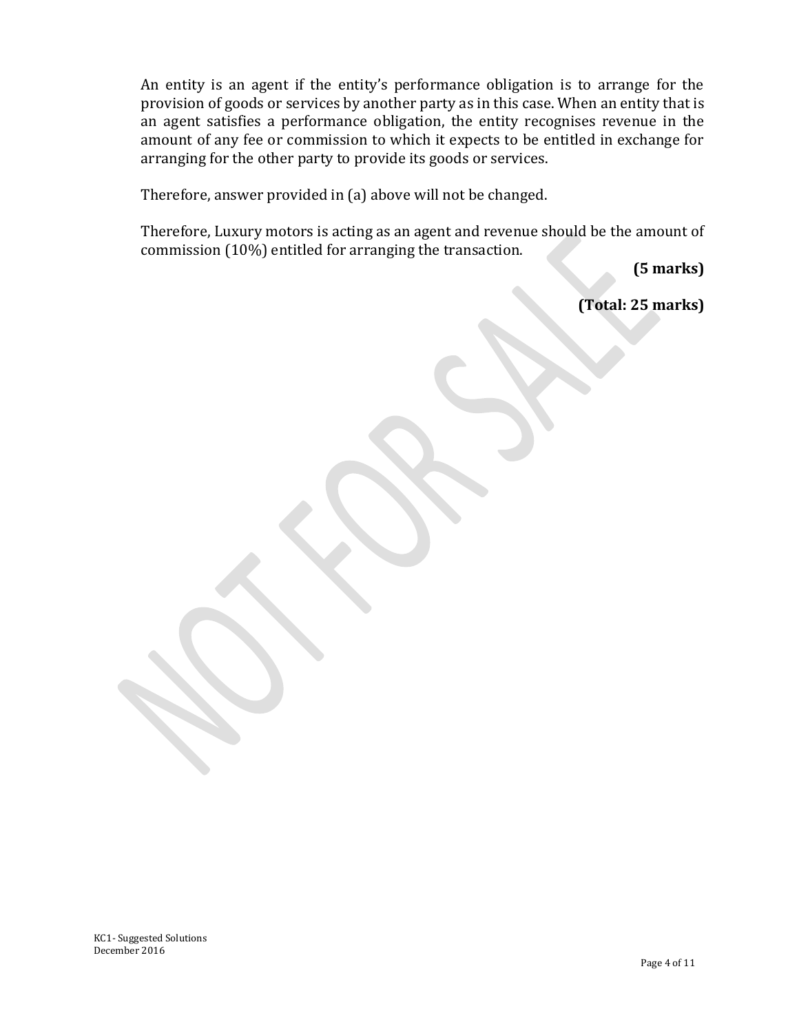An entity is an agent if the entity's performance obligation is to arrange for the provision of goods or services by another party as in this case. When an entity that is an agent satisfies a performance obligation, the entity recognises revenue in the amount of any fee or commission to which it expects to be entitled in exchange for arranging for the other party to provide its goods or services.

Therefore, answer provided in (a) above will not be changed.

Therefore, Luxury motors is acting as an agent and revenue should be the amount of commission (10%) entitled for arranging the transaction.

**(5 marks)**

**(Total: 25 marks)**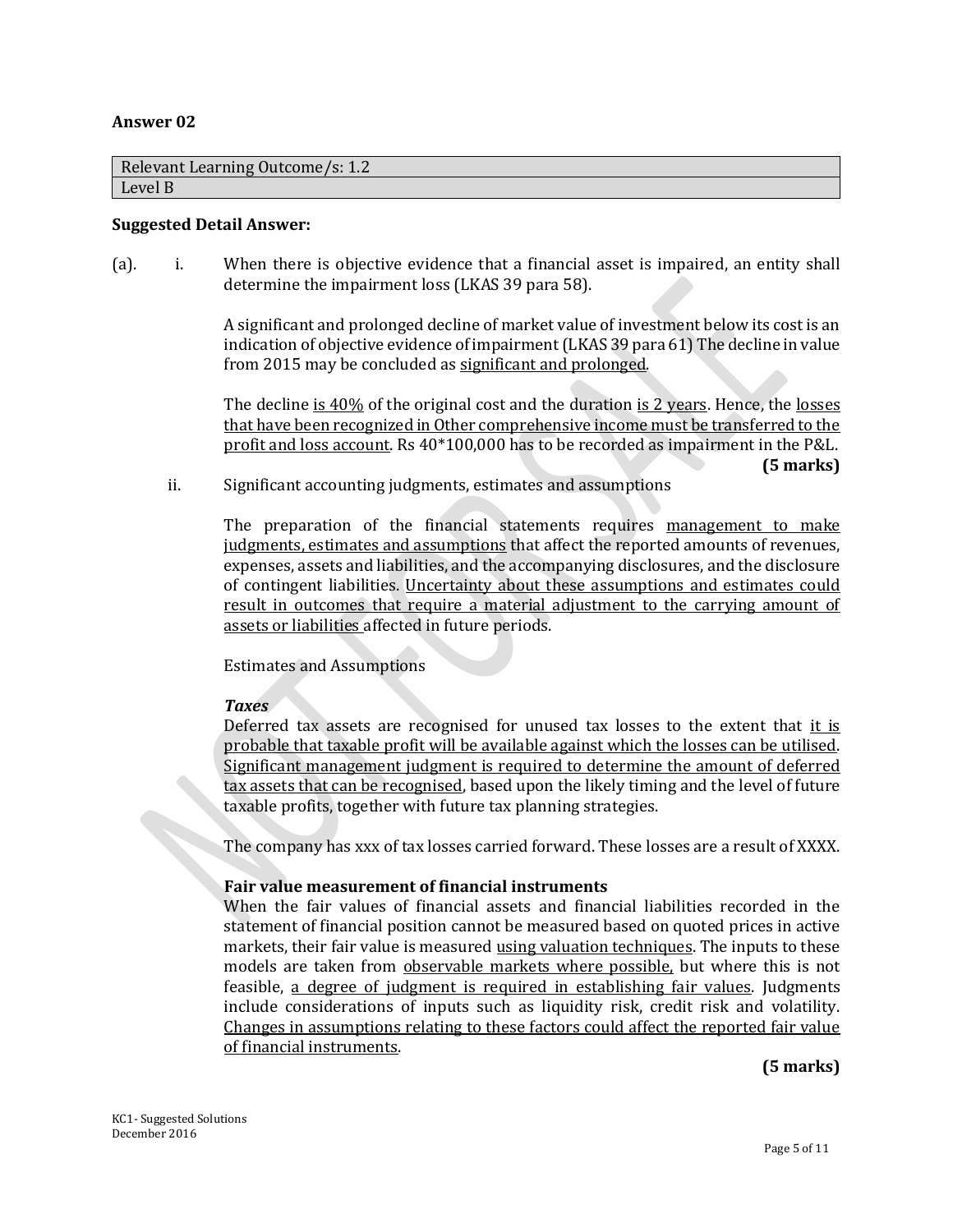**Answer 02**

| Relevant Learning Outcome/s: 1.2 |
|---|
| Level B |

**Suggested Detail Answer:**

(a). i. When there is objective evidence that a financial asset is impaired, an entity shall determine the impairment loss (LKAS 39 para 58).

A significant and prolonged decline of market value of investment below its cost is an indication of objective evidence of impairment (LKAS 39 para 61) The decline in value from 2015 may be concluded as significant and prolonged.

The decline is 40% of the original cost and the duration is 2 years. Hence, the losses that have been recognized in Other comprehensive income must be transferred to the profit and loss account. Rs 40*100,000 has to be recorded as impairment in the P&L.

**(5 marks)**

ii. Significant accounting judgments, estimates and assumptions

The preparation of the financial statements requires management to make judgments, estimates and assumptions that affect the reported amounts of revenues, expenses, assets and liabilities, and the accompanying disclosures, and the disclosure of contingent liabilities. Uncertainty about these assumptions and estimates could result in outcomes that require a material adjustment to the carrying amount of assets or liabilities affected in future periods.

Estimates and Assumptions

***Taxes***

Deferred tax assets are recognised for unused tax losses to the extent that it is probable that taxable profit will be available against which the losses can be utilised. Significant management judgment is required to determine the amount of deferred tax assets that can be recognised, based upon the likely timing and the level of future taxable profits, together with future tax planning strategies.

The company has xxx of tax losses carried forward. These losses are a result of XXXX.

**Fair value measurement of financial instruments**

When the fair values of financial assets and financial liabilities recorded in the statement of financial position cannot be measured based on quoted prices in active markets, their fair value is measured using valuation techniques. The inputs to these models are taken from observable markets where possible, but where this is not feasible, a degree of judgment is required in establishing fair values. Judgments include considerations of inputs such as liquidity risk, credit risk and volatility. Changes in assumptions relating to these factors could affect the reported fair value of financial instruments.

**(5 marks)**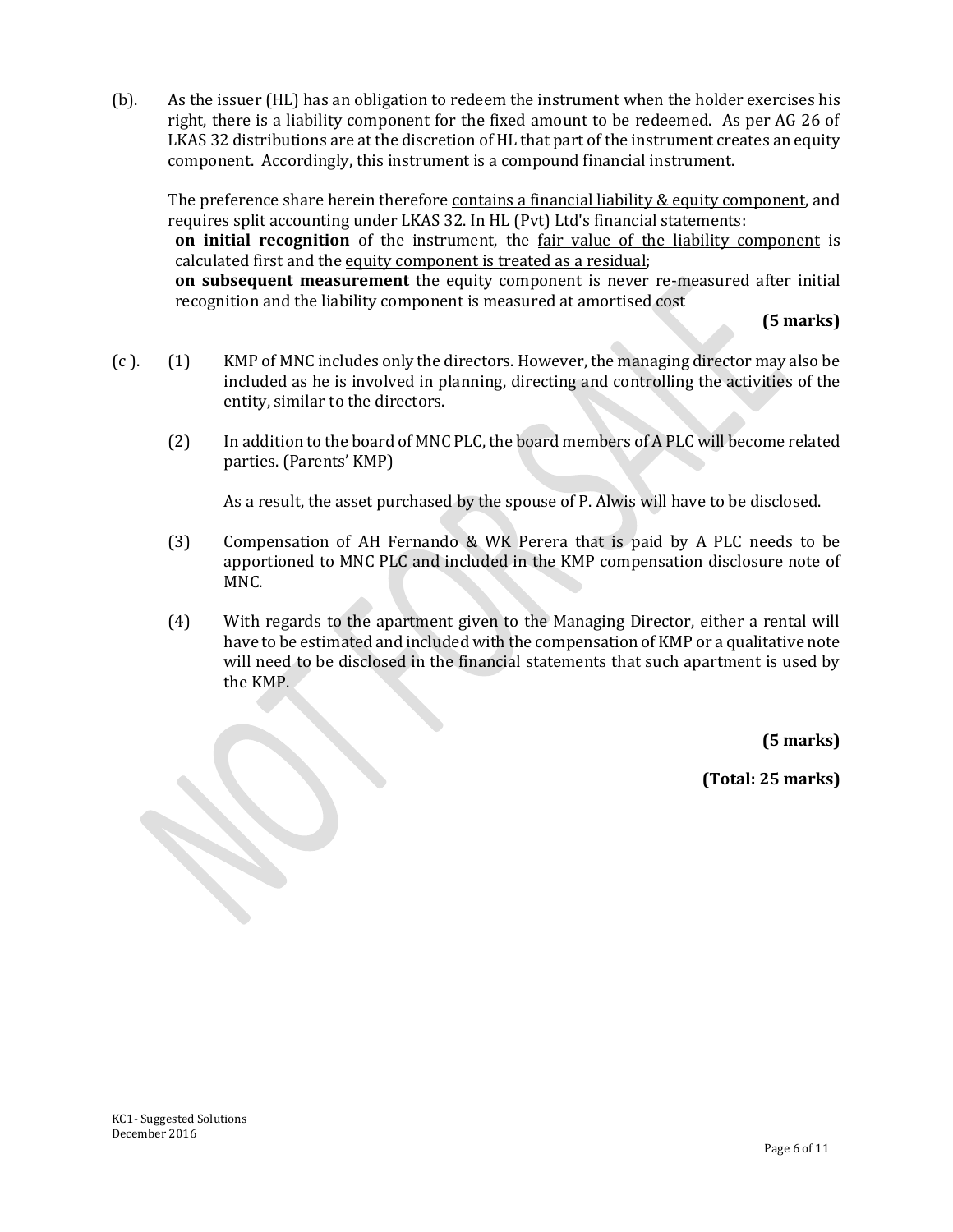(b). As the issuer (HL) has an obligation to redeem the instrument when the holder exercises his right, there is a liability component for the fixed amount to be redeemed. As per AG 26 of LKAS 32 distributions are at the discretion of HL that part of the instrument creates an equity component. Accordingly, this instrument is a compound financial instrument.

The preference share herein therefore <u>contains a financial liability & equity component</u>, and requires <u>split accounting</u> under LKAS 32. In HL (Pvt) Ltd's financial statements:

**on initial recognition** of the instrument, the <u>fair value of the liability component</u> is calculated first and the <u>equity component is treated as a residual</u>;

**on subsequent measurement** the equity component is never re-measured after initial recognition and the liability component is measured at amortised cost

**(5 marks)**

(c ). (1) KMP of MNC includes only the directors. However, the managing director may also be included as he is involved in planning, directing and controlling the activities of the entity, similar to the directors.

(2) In addition to the board of MNC PLC, the board members of A PLC will become related parties. (Parents' KMP)

As a result, the asset purchased by the spouse of P. Alwis will have to be disclosed.

(3) Compensation of AH Fernando & WK Perera that is paid by A PLC needs to be apportioned to MNC PLC and included in the KMP compensation disclosure note of MNC.

(4) With regards to the apartment given to the Managing Director, either a rental will have to be estimated and included with the compensation of KMP or a qualitative note will need to be disclosed in the financial statements that such apartment is used by the KMP.

**(5 marks)**

**(Total: 25 marks)**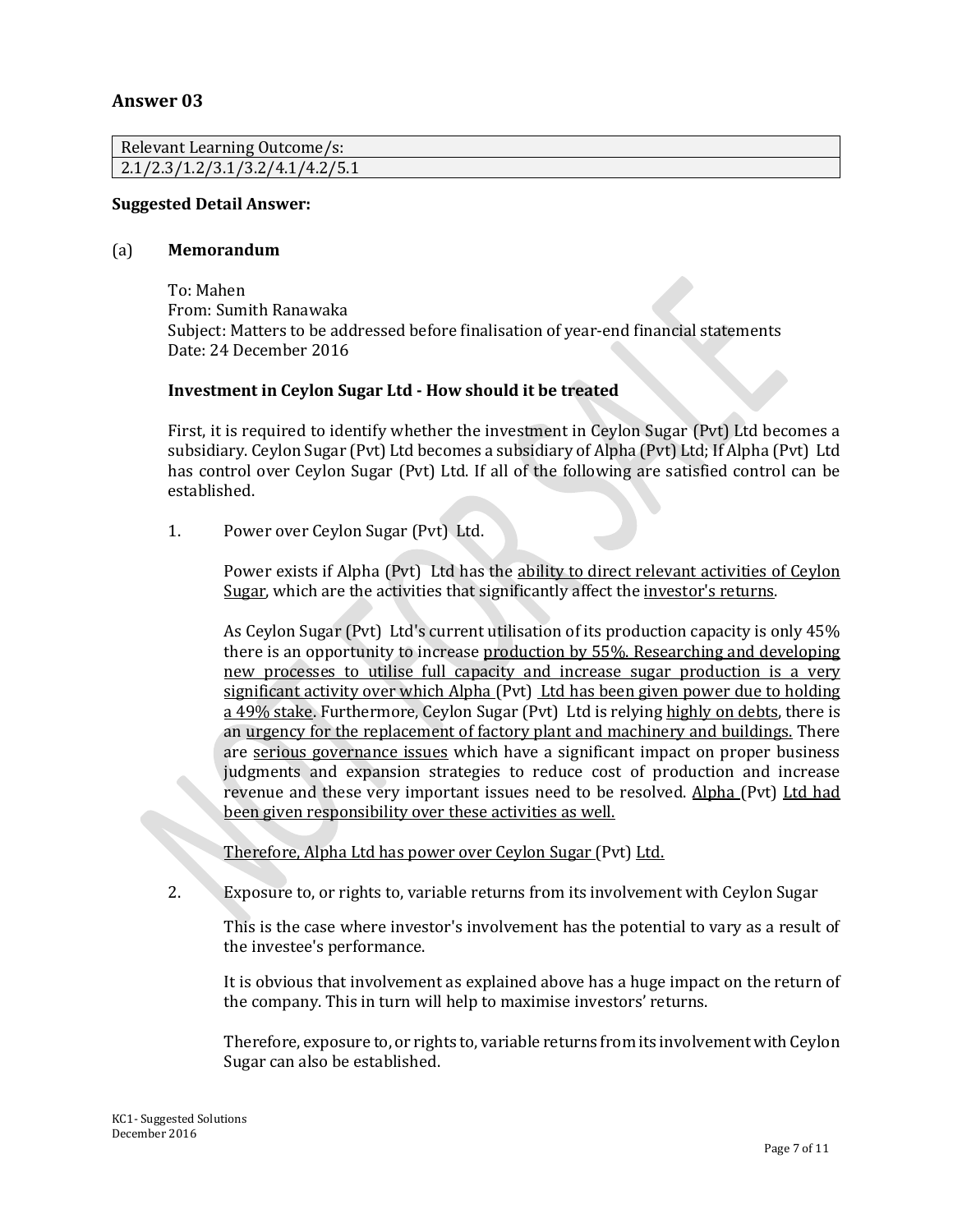## Answer 03

| Relevant Learning Outcome/s: |
| --- |
| 2.1/2.3/1.2/3.1/3.2/4.1/4.2/5.1 |

**Suggested Detail Answer:**

(a) **Memorandum**

To: Mahen
From: Sumith Ranawaka
Subject: Matters to be addressed before finalisation of year-end financial statements
Date: 24 December 2016

**Investment in Ceylon Sugar Ltd - How should it be treated**

First, it is required to identify whether the investment in Ceylon Sugar (Pvt) Ltd becomes a subsidiary. Ceylon Sugar (Pvt) Ltd becomes a subsidiary of Alpha (Pvt) Ltd; If Alpha (Pvt) Ltd has control over Ceylon Sugar (Pvt) Ltd. If all of the following are satisfied control can be established.

1. Power over Ceylon Sugar (Pvt) Ltd.

   Power exists if Alpha (Pvt) Ltd has the ability to direct relevant activities of Ceylon Sugar, which are the activities that significantly affect the investor's returns.

   As Ceylon Sugar (Pvt) Ltd's current utilisation of its production capacity is only 45% there is an opportunity to increase production by 55%. Researching and developing new processes to utilise full capacity and increase sugar production is a very significant activity over which Alpha (Pvt) Ltd has been given power due to holding a 49% stake. Furthermore, Ceylon Sugar (Pvt) Ltd is relying highly on debts, there is an urgency for the replacement of factory plant and machinery and buildings. There are serious governance issues which have a significant impact on proper business judgments and expansion strategies to reduce cost of production and increase revenue and these very important issues need to be resolved. Alpha (Pvt) Ltd had been given responsibility over these activities as well.

   Therefore, Alpha Ltd has power over Ceylon Sugar (Pvt) Ltd.

2. Exposure to, or rights to, variable returns from its involvement with Ceylon Sugar

   This is the case where investor's involvement has the potential to vary as a result of the investee's performance.

   It is obvious that involvement as explained above has a huge impact on the return of the company. This in turn will help to maximise investors' returns.

   Therefore, exposure to, or rights to, variable returns from its involvement with Ceylon Sugar can also be established.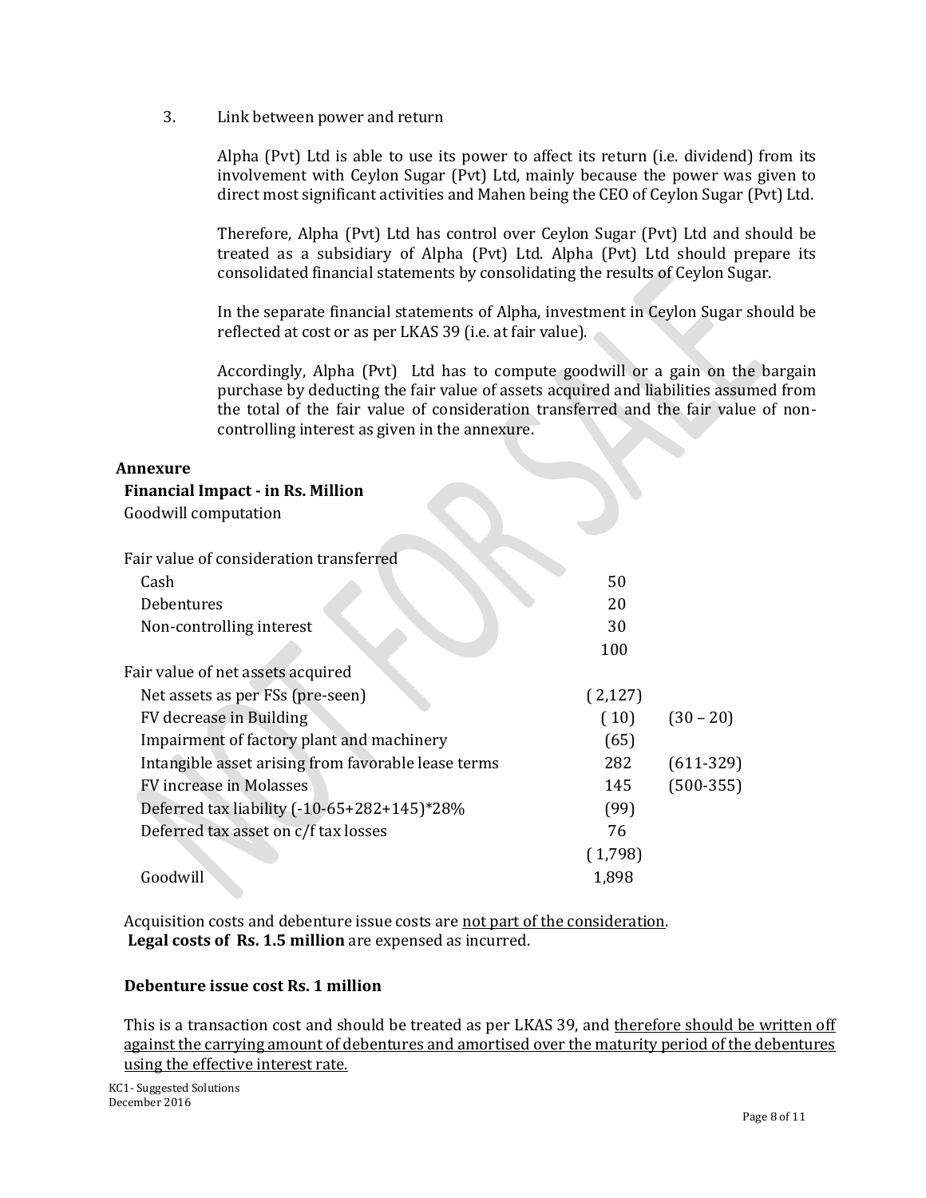3. Link between power and return

   Alpha (Pvt) Ltd is able to use its power to affect its return (i.e. dividend) from its involvement with Ceylon Sugar (Pvt) Ltd, mainly because the power was given to direct most significant activities and Mahen being the CEO of Ceylon Sugar (Pvt) Ltd.

   Therefore, Alpha (Pvt) Ltd has control over Ceylon Sugar (Pvt) Ltd and should be treated as a subsidiary of Alpha (Pvt) Ltd. Alpha (Pvt) Ltd should prepare its consolidated financial statements by consolidating the results of Ceylon Sugar.

   In the separate financial statements of Alpha, investment in Ceylon Sugar should be reflected at cost or as per LKAS 39 (i.e. at fair value).

   Accordingly, Alpha (Pvt) Ltd has to compute goodwill or a gain on the bargain purchase by deducting the fair value of assets acquired and liabilities assumed from the total of the fair value of consideration transferred and the fair value of non-controlling interest as given in the annexure.

**Annexure**

**Financial Impact - in Rs. Million**

Goodwill computation

| | | |
|---|---|---|
| Fair value of consideration transferred | | |
| Cash | 50 | |
| Debentures | 20 | |
| Non-controlling interest | 30 | |
| | 100 | |
| Fair value of net assets acquired | | |
| Net assets as per FSs (pre-seen) | ( 2,127) | |
| FV decrease in Building | ( 10) | (30 – 20) |
| Impairment of factory plant and machinery | (65) | |
| Intangible asset arising from favorable lease terms | 282 | (611-329) |
| FV increase in Molasses | 145 | (500-355) |
| Deferred tax liability (-10-65+282+145)*28% | (99) | |
| Deferred tax asset on c/f tax losses | 76 | |
| | ( 1,798) | |
| Goodwill | 1,898 | |

Acquisition costs and debenture issue costs are <u>not part of the consideration</u>.
**Legal costs of Rs. 1.5 million** are expensed as incurred.

**Debenture issue cost Rs. 1 million**

This is a transaction cost and should be treated as per LKAS 39, and <u>therefore should be written off against the carrying amount of debentures and amortised over the maturity period of the debentures using the effective interest rate.</u>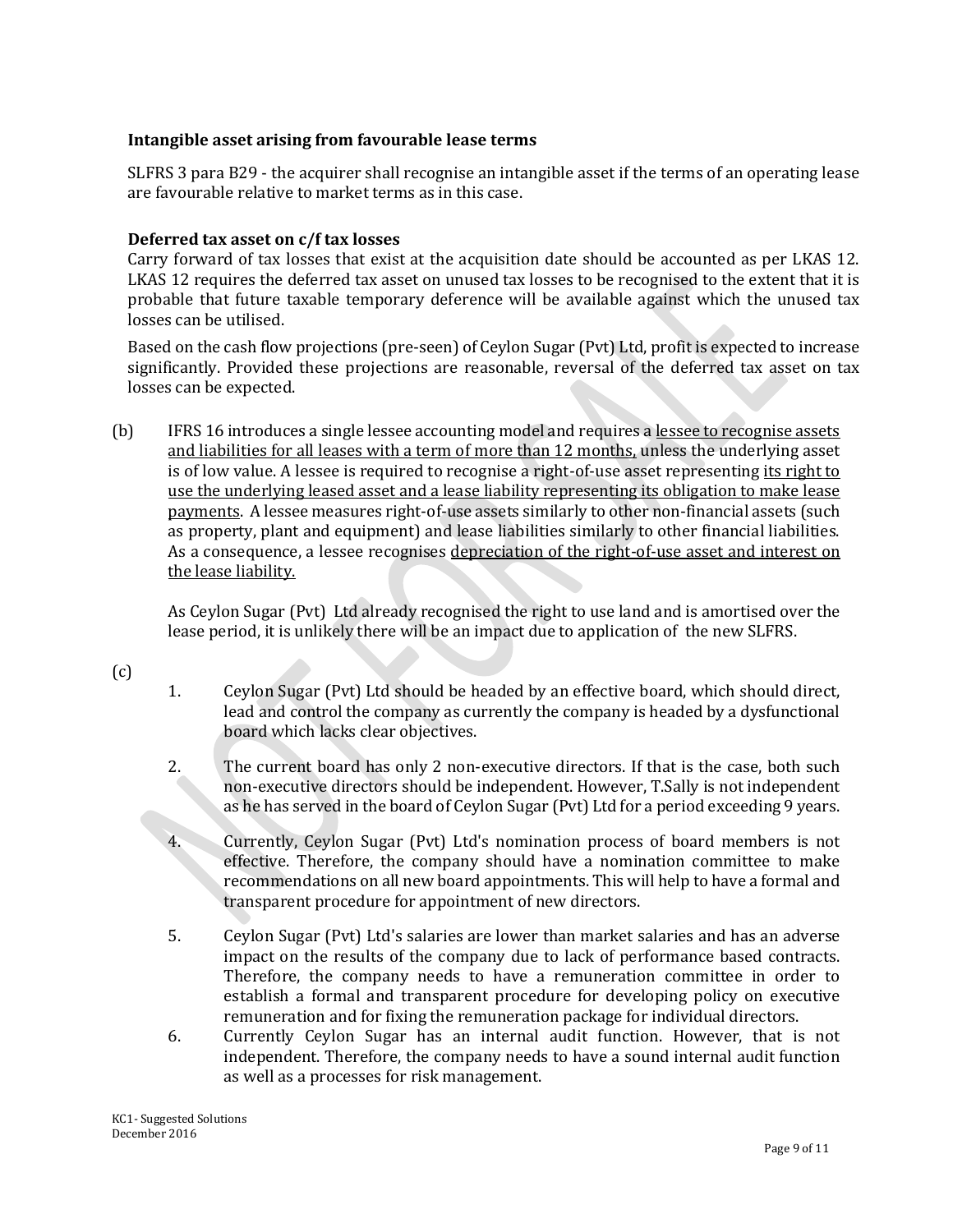**Intangible asset arising from favourable lease terms**

SLFRS 3 para B29 - the acquirer shall recognise an intangible asset if the terms of an operating lease are favourable relative to market terms as in this case.

**Deferred tax asset on c/f tax losses**

Carry forward of tax losses that exist at the acquisition date should be accounted as per LKAS 12. LKAS 12 requires the deferred tax asset on unused tax losses to be recognised to the extent that it is probable that future taxable temporary deference will be available against which the unused tax losses can be utilised.

Based on the cash flow projections (pre-seen) of Ceylon Sugar (Pvt) Ltd, profit is expected to increase significantly. Provided these projections are reasonable, reversal of the deferred tax asset on tax losses can be expected.

(b) IFRS 16 introduces a single lessee accounting model and requires a <u>lessee to recognise assets and liabilities for all leases with a term of more than 12 months,</u> unless the underlying asset is of low value. A lessee is required to recognise a right-of-use asset representing <u>its right to use the underlying leased asset and a lease liability representing its obligation to make lease payments</u>. A lessee measures right-of-use assets similarly to other non-financial assets (such as property, plant and equipment) and lease liabilities similarly to other financial liabilities. As a consequence, a lessee recognises <u>depreciation of the right-of-use asset and interest on the lease liability.</u>

As Ceylon Sugar (Pvt) Ltd already recognised the right to use land and is amortised over the lease period, it is unlikely there will be an impact due to application of the new SLFRS.

(c)

1. Ceylon Sugar (Pvt) Ltd should be headed by an effective board, which should direct, lead and control the company as currently the company is headed by a dysfunctional board which lacks clear objectives.

2. The current board has only 2 non-executive directors. If that is the case, both such non-executive directors should be independent. However, T.Sally is not independent as he has served in the board of Ceylon Sugar (Pvt) Ltd for a period exceeding 9 years.

4. Currently, Ceylon Sugar (Pvt) Ltd's nomination process of board members is not effective. Therefore, the company should have a nomination committee to make recommendations on all new board appointments. This will help to have a formal and transparent procedure for appointment of new directors.

5. Ceylon Sugar (Pvt) Ltd's salaries are lower than market salaries and has an adverse impact on the results of the company due to lack of performance based contracts. Therefore, the company needs to have a remuneration committee in order to establish a formal and transparent procedure for developing policy on executive remuneration and for fixing the remuneration package for individual directors.

6. Currently Ceylon Sugar has an internal audit function. However, that is not independent. Therefore, the company needs to have a sound internal audit function as well as a processes for risk management.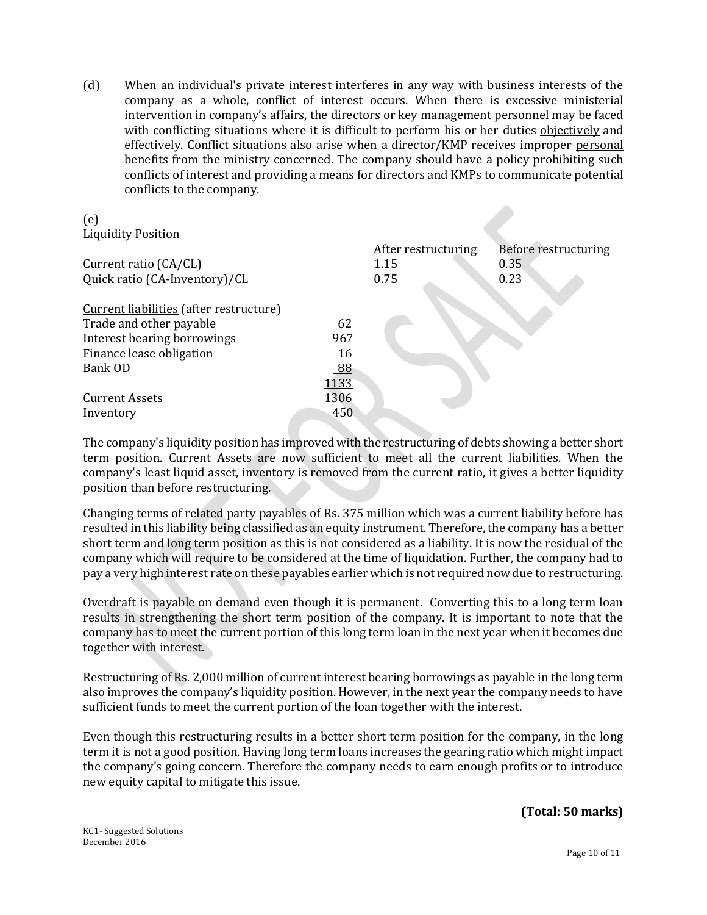(d) When an individual's private interest interferes in any way with business interests of the company as a whole, conflict of interest occurs. When there is excessive ministerial intervention in company's affairs, the directors or key management personnel may be faced with conflicting situations where it is difficult to perform his or her duties objectively and effectively. Conflict situations also arise when a director/KMP receives improper personal benefits from the ministry concerned. The company should have a policy prohibiting such conflicts of interest and providing a means for directors and KMPs to communicate potential conflicts to the company.

(e)

Liquidity Position

| | After restructuring | Before restructuring |
|---|---|---|
| Current ratio (CA/CL) | 1.15 | 0.35 |
| Quick ratio (CA-Inventory)/CL | 0.75 | 0.23 |

| Current liabilities (after restructure) | |
|---|---|
| Trade and other payable | 62 |
| Interest bearing borrowings | 967 |
| Finance lease obligation | 16 |
| Bank OD | 88 |
| | 1133 |
| Current Assets | 1306 |
| Inventory | 450 |

The company's liquidity position has improved with the restructuring of debts showing a better short term position. Current Assets are now sufficient to meet all the current liabilities. When the company's least liquid asset, inventory is removed from the current ratio, it gives a better liquidity position than before restructuring.

Changing terms of related party payables of Rs. 375 million which was a current liability before has resulted in this liability being classified as an equity instrument. Therefore, the company has a better short term and long term position as this is not considered as a liability. It is now the residual of the company which will require to be considered at the time of liquidation. Further, the company had to pay a very high interest rate on these payables earlier which is not required now due to restructuring.

Overdraft is payable on demand even though it is permanent. Converting this to a long term loan results in strengthening the short term position of the company. It is important to note that the company has to meet the current portion of this long term loan in the next year when it becomes due together with interest.

Restructuring of Rs. 2,000 million of current interest bearing borrowings as payable in the long term also improves the company's liquidity position. However, in the next year the company needs to have sufficient funds to meet the current portion of the loan together with the interest.

Even though this restructuring results in a better short term position for the company, in the long term it is not a good position. Having long term loans increases the gearing ratio which might impact the company's going concern. Therefore the company needs to earn enough profits or to introduce new equity capital to mitigate this issue.

**(Total: 50 marks)**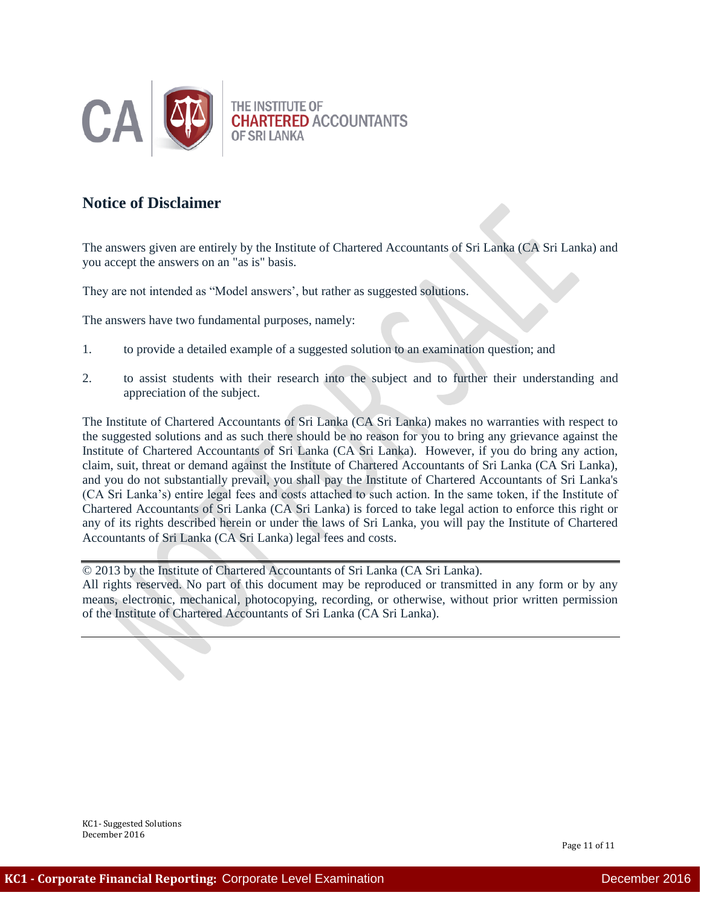THE INSTITUTE OF CHARTERED ACCOUNTANTS OF SRI LANKA

## Notice of Disclaimer

The answers given are entirely by the Institute of Chartered Accountants of Sri Lanka (CA Sri Lanka) and you accept the answers on an "as is" basis.

They are not intended as "Model answers', but rather as suggested solutions.

The answers have two fundamental purposes, namely:

1. to provide a detailed example of a suggested solution to an examination question; and

2. to assist students with their research into the subject and to further their understanding and appreciation of the subject.

The Institute of Chartered Accountants of Sri Lanka (CA Sri Lanka) makes no warranties with respect to the suggested solutions and as such there should be no reason for you to bring any grievance against the Institute of Chartered Accountants of Sri Lanka (CA Sri Lanka). However, if you do bring any action, claim, suit, threat or demand against the Institute of Chartered Accountants of Sri Lanka (CA Sri Lanka), and you do not substantially prevail, you shall pay the Institute of Chartered Accountants of Sri Lanka's (CA Sri Lanka's) entire legal fees and costs attached to such action. In the same token, if the Institute of Chartered Accountants of Sri Lanka (CA Sri Lanka) is forced to take legal action to enforce this right or any of its rights described herein or under the laws of Sri Lanka, you will pay the Institute of Chartered Accountants of Sri Lanka (CA Sri Lanka) legal fees and costs.

---

© 2013 by the Institute of Chartered Accountants of Sri Lanka (CA Sri Lanka).
All rights reserved. No part of this document may be reproduced or transmitted in any form or by any means, electronic, mechanical, photocopying, recording, or otherwise, without prior written permission of the Institute of Chartered Accountants of Sri Lanka (CA Sri Lanka).

---